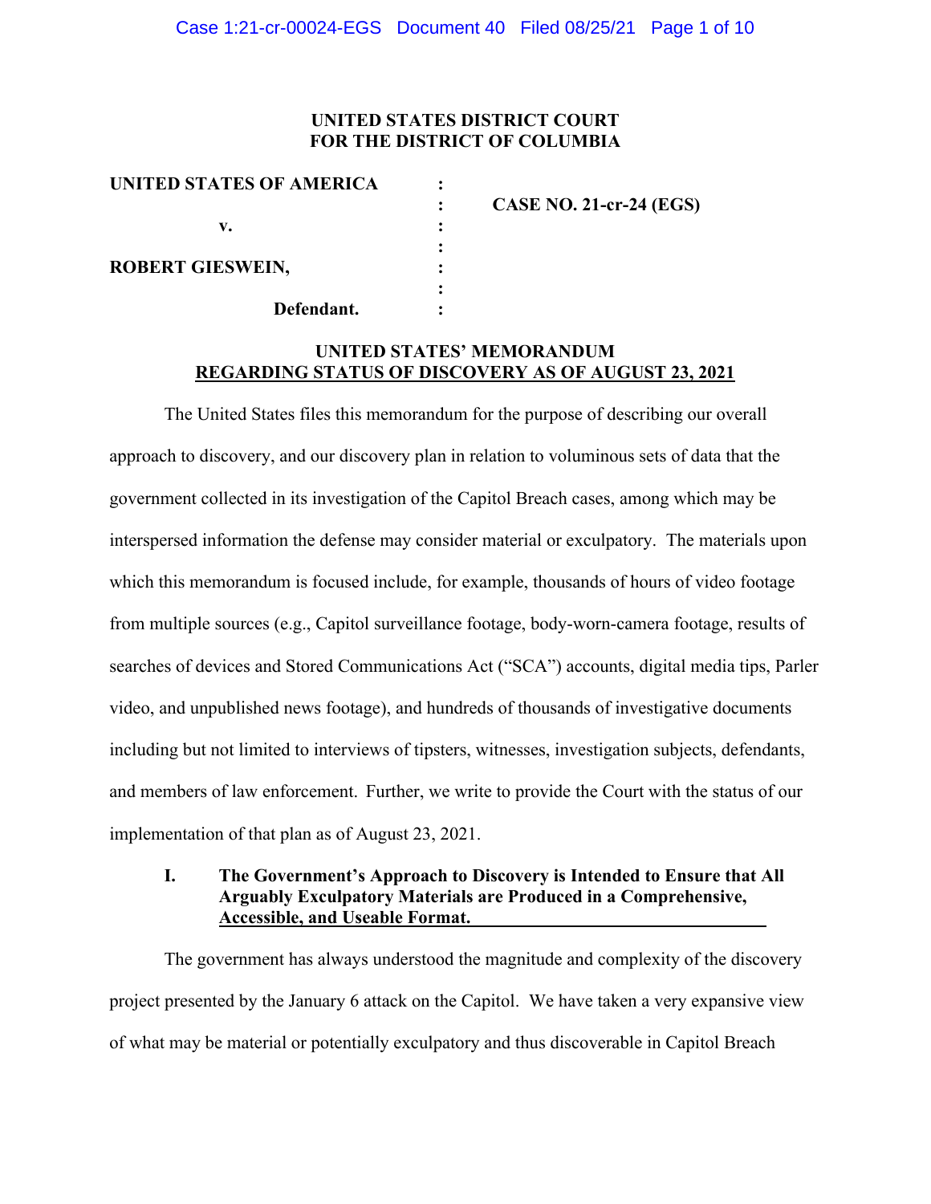**UNITED STATES DISTRICT COURT**
**FOR THE DISTRICT OF COLUMBIA**

| | | |
|---|---|---|
| **UNITED STATES OF AMERICA** | : | |
| | : | **CASE NO. 21-cr-24 (EGS)** |
| **v.** | : | |
| | : | |
| **ROBERT GIESWEIN,** | : | |
| | : | |
| **Defendant.** | : | |

**UNITED STATES' MEMORANDUM**
**REGARDING STATUS OF DISCOVERY AS OF AUGUST 23, 2021**

The United States files this memorandum for the purpose of describing our overall approach to discovery, and our discovery plan in relation to voluminous sets of data that the government collected in its investigation of the Capitol Breach cases, among which may be interspersed information the defense may consider material or exculpatory. The materials upon which this memorandum is focused include, for example, thousands of hours of video footage from multiple sources (e.g., Capitol surveillance footage, body-worn-camera footage, results of searches of devices and Stored Communications Act ("SCA") accounts, digital media tips, Parler video, and unpublished news footage), and hundreds of thousands of investigative documents including but not limited to interviews of tipsters, witnesses, investigation subjects, defendants, and members of law enforcement. Further, we write to provide the Court with the status of our implementation of that plan as of August 23, 2021.

## I. The Government's Approach to Discovery is Intended to Ensure that All Arguably Exculpatory Materials are Produced in a Comprehensive, Accessible, and Useable Format.

The government has always understood the magnitude and complexity of the discovery project presented by the January 6 attack on the Capitol. We have taken a very expansive view of what may be material or potentially exculpatory and thus discoverable in Capitol Breach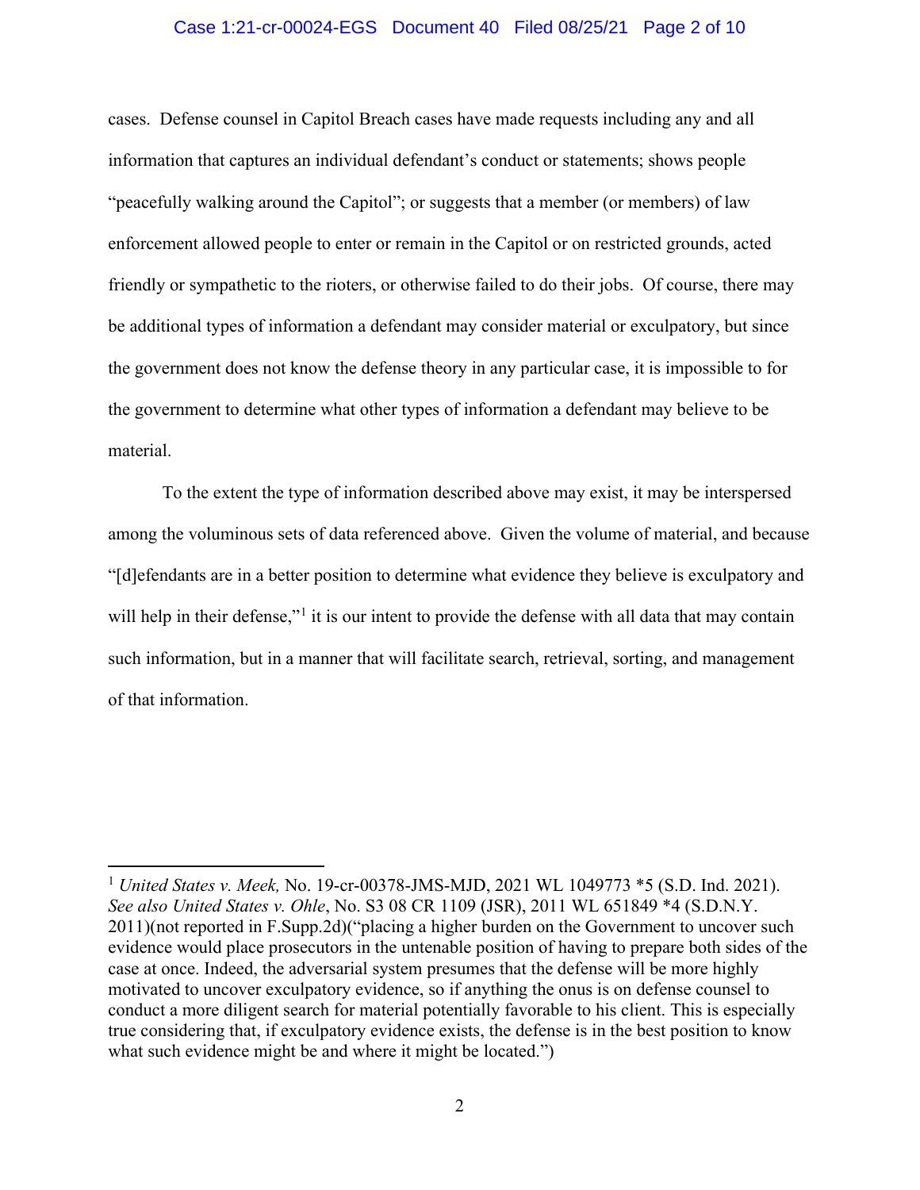cases. Defense counsel in Capitol Breach cases have made requests including any and all information that captures an individual defendant's conduct or statements; shows people "peacefully walking around the Capitol"; or suggests that a member (or members) of law enforcement allowed people to enter or remain in the Capitol or on restricted grounds, acted friendly or sympathetic to the rioters, or otherwise failed to do their jobs. Of course, there may be additional types of information a defendant may consider material or exculpatory, but since the government does not know the defense theory in any particular case, it is impossible to for the government to determine what other types of information a defendant may believe to be material.

To the extent the type of information described above may exist, it may be interspersed among the voluminous sets of data referenced above. Given the volume of material, and because "[d]efendants are in a better position to determine what evidence they believe is exculpatory and will help in their defense,"[1] it is our intent to provide the defense with all data that may contain such information, but in a manner that will facilitate search, retrieval, sorting, and management of that information.

---

[1] *United States v. Meek,* No. 19-cr-00378-JMS-MJD, 2021 WL 1049773 *5 (S.D. Ind. 2021). *See also United States v. Ohle*, No. S3 08 CR 1109 (JSR), 2011 WL 651849 *4 (S.D.N.Y. 2011)(not reported in F.Supp.2d)("placing a higher burden on the Government to uncover such evidence would place prosecutors in the untenable position of having to prepare both sides of the case at once. Indeed, the adversarial system presumes that the defense will be more highly motivated to uncover exculpatory evidence, so if anything the onus is on defense counsel to conduct a more diligent search for material potentially favorable to his client. This is especially true considering that, if exculpatory evidence exists, the defense is in the best position to know what such evidence might be and where it might be located.")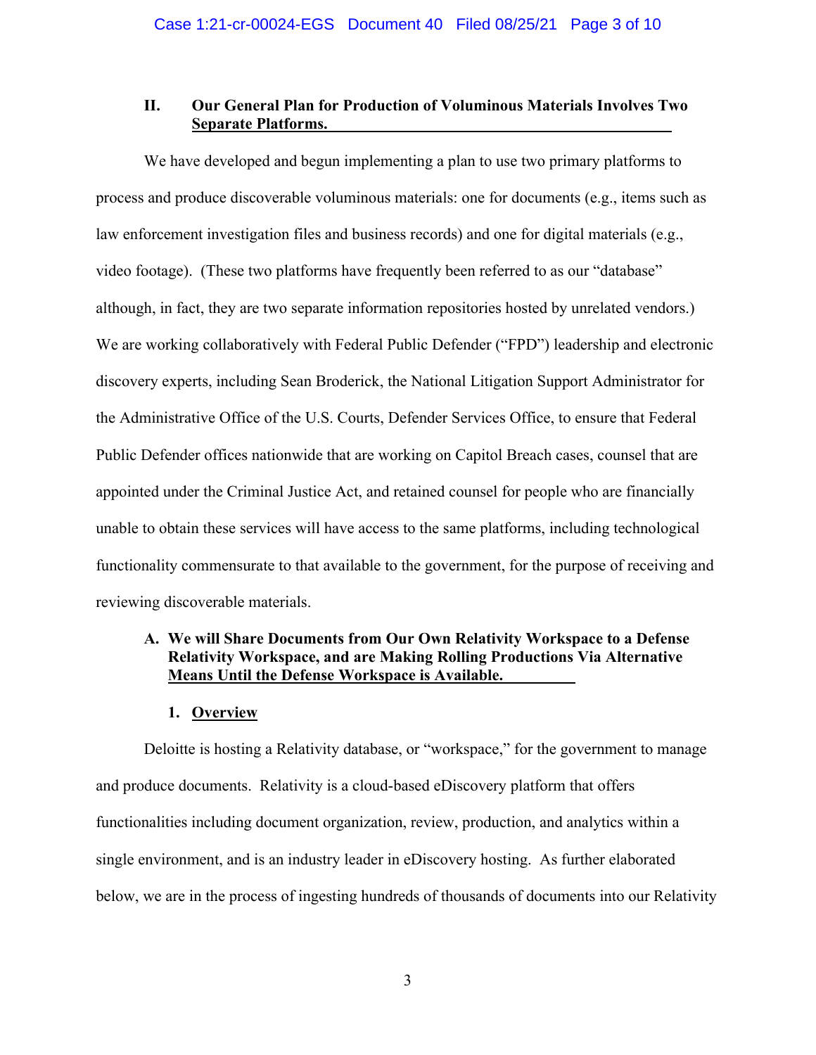## II. Our General Plan for Production of Voluminous Materials Involves Two Separate Platforms.

We have developed and begun implementing a plan to use two primary platforms to process and produce discoverable voluminous materials: one for documents (e.g., items such as law enforcement investigation files and business records) and one for digital materials (e.g., video footage). (These two platforms have frequently been referred to as our "database" although, in fact, they are two separate information repositories hosted by unrelated vendors.) We are working collaboratively with Federal Public Defender ("FPD") leadership and electronic discovery experts, including Sean Broderick, the National Litigation Support Administrator for the Administrative Office of the U.S. Courts, Defender Services Office, to ensure that Federal Public Defender offices nationwide that are working on Capitol Breach cases, counsel that are appointed under the Criminal Justice Act, and retained counsel for people who are financially unable to obtain these services will have access to the same platforms, including technological functionality commensurate to that available to the government, for the purpose of receiving and reviewing discoverable materials.

### A. We will Share Documents from Our Own Relativity Workspace to a Defense Relativity Workspace, and are Making Rolling Productions Via Alternative Means Until the Defense Workspace is Available.

#### 1. Overview

Deloitte is hosting a Relativity database, or "workspace," for the government to manage and produce documents. Relativity is a cloud-based eDiscovery platform that offers functionalities including document organization, review, production, and analytics within a single environment, and is an industry leader in eDiscovery hosting. As further elaborated below, we are in the process of ingesting hundreds of thousands of documents into our Relativity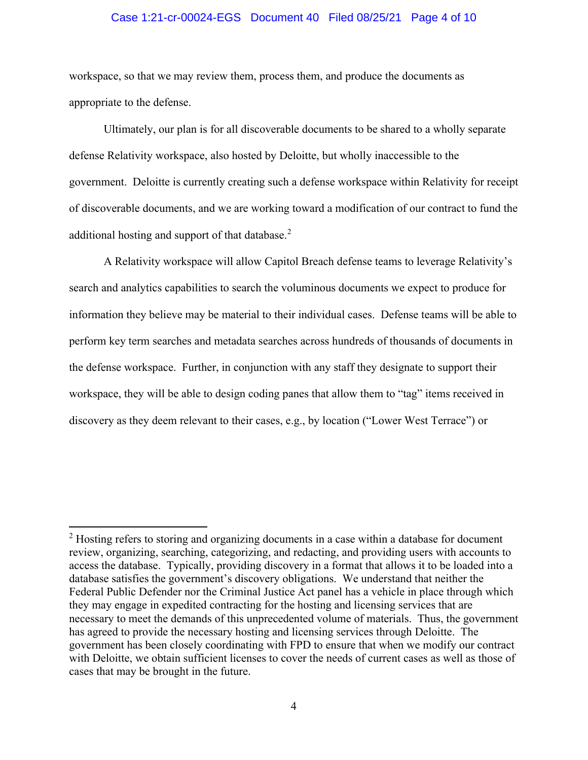workspace, so that we may review them, process them, and produce the documents as appropriate to the defense.

Ultimately, our plan is for all discoverable documents to be shared to a wholly separate defense Relativity workspace, also hosted by Deloitte, but wholly inaccessible to the government. Deloitte is currently creating such a defense workspace within Relativity for receipt of discoverable documents, and we are working toward a modification of our contract to fund the additional hosting and support of that database.[2]

A Relativity workspace will allow Capitol Breach defense teams to leverage Relativity's search and analytics capabilities to search the voluminous documents we expect to produce for information they believe may be material to their individual cases. Defense teams will be able to perform key term searches and metadata searches across hundreds of thousands of documents in the defense workspace. Further, in conjunction with any staff they designate to support their workspace, they will be able to design coding panes that allow them to "tag" items received in discovery as they deem relevant to their cases, e.g., by location ("Lower West Terrace") or

---

[2] Hosting refers to storing and organizing documents in a case within a database for document review, organizing, searching, categorizing, and redacting, and providing users with accounts to access the database. Typically, providing discovery in a format that allows it to be loaded into a database satisfies the government's discovery obligations. We understand that neither the Federal Public Defender nor the Criminal Justice Act panel has a vehicle in place through which they may engage in expedited contracting for the hosting and licensing services that are necessary to meet the demands of this unprecedented volume of materials. Thus, the government has agreed to provide the necessary hosting and licensing services through Deloitte. The government has been closely coordinating with FPD to ensure that when we modify our contract with Deloitte, we obtain sufficient licenses to cover the needs of current cases as well as those of cases that may be brought in the future.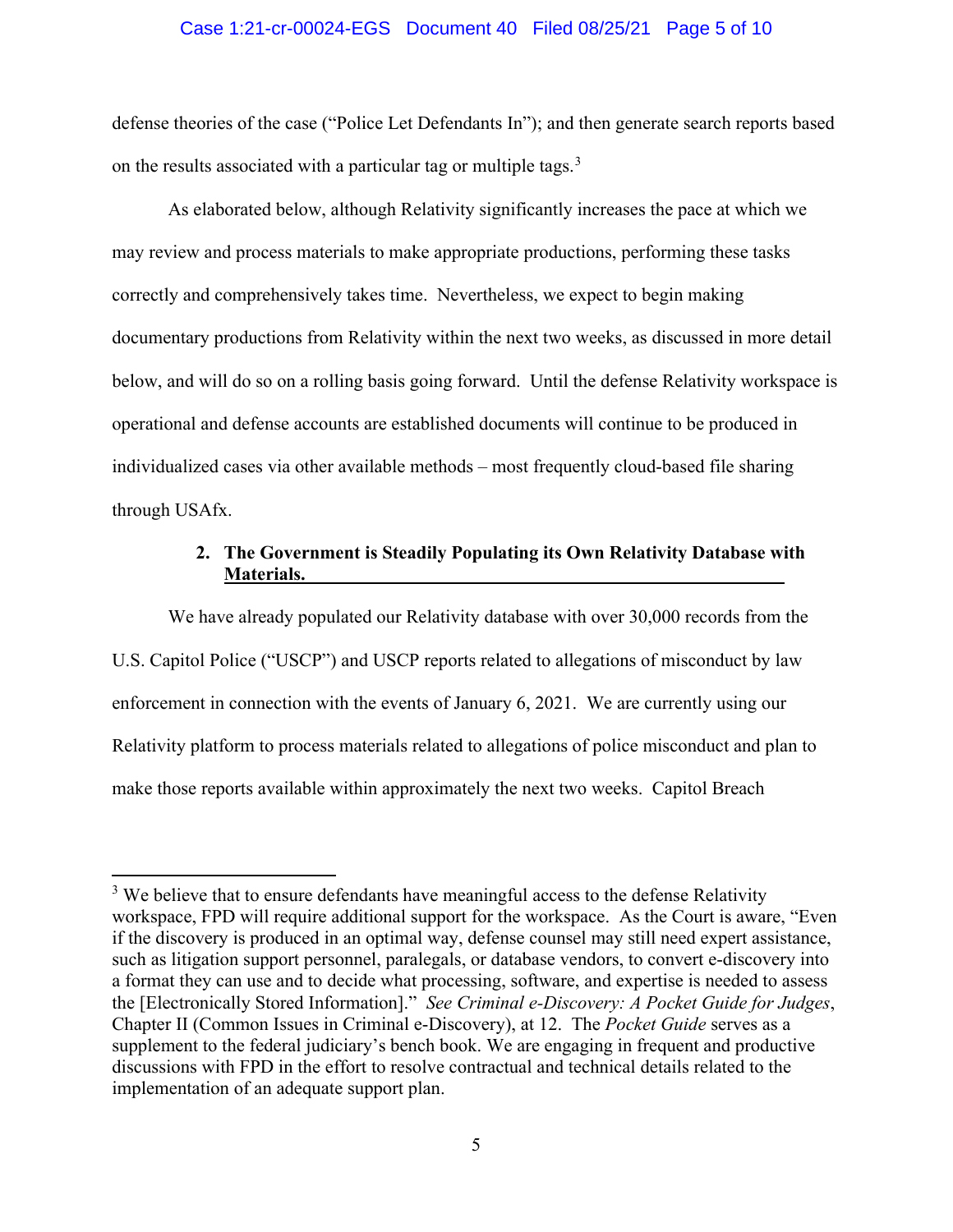defense theories of the case ("Police Let Defendants In"); and then generate search reports based on the results associated with a particular tag or multiple tags.[3]

As elaborated below, although Relativity significantly increases the pace at which we may review and process materials to make appropriate productions, performing these tasks correctly and comprehensively takes time. Nevertheless, we expect to begin making documentary productions from Relativity within the next two weeks, as discussed in more detail below, and will do so on a rolling basis going forward. Until the defense Relativity workspace is operational and defense accounts are established documents will continue to be produced in individualized cases via other available methods – most frequently cloud-based file sharing through USAfx.

### 2. The Government is Steadily Populating its Own Relativity Database with Materials.

We have already populated our Relativity database with over 30,000 records from the U.S. Capitol Police ("USCP") and USCP reports related to allegations of misconduct by law enforcement in connection with the events of January 6, 2021. We are currently using our Relativity platform to process materials related to allegations of police misconduct and plan to make those reports available within approximately the next two weeks. Capitol Breach

---

[3] We believe that to ensure defendants have meaningful access to the defense Relativity workspace, FPD will require additional support for the workspace. As the Court is aware, "Even if the discovery is produced in an optimal way, defense counsel may still need expert assistance, such as litigation support personnel, paralegals, or database vendors, to convert e-discovery into a format they can use and to decide what processing, software, and expertise is needed to assess the [Electronically Stored Information]." *See Criminal e-Discovery: A Pocket Guide for Judges*, Chapter II (Common Issues in Criminal e-Discovery), at 12. The *Pocket Guide* serves as a supplement to the federal judiciary's bench book. We are engaging in frequent and productive discussions with FPD in the effort to resolve contractual and technical details related to the implementation of an adequate support plan.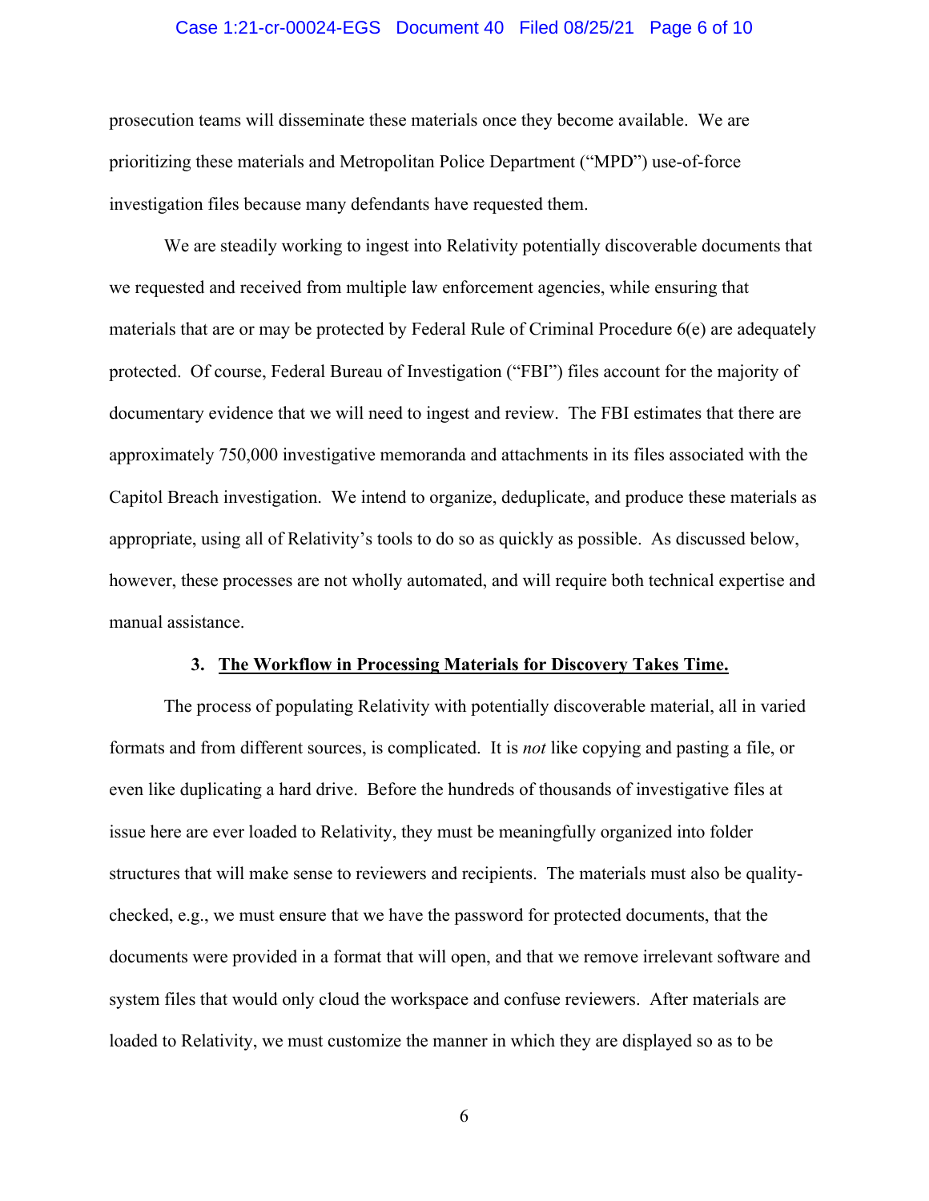prosecution teams will disseminate these materials once they become available. We are prioritizing these materials and Metropolitan Police Department ("MPD") use-of-force investigation files because many defendants have requested them.

We are steadily working to ingest into Relativity potentially discoverable documents that we requested and received from multiple law enforcement agencies, while ensuring that materials that are or may be protected by Federal Rule of Criminal Procedure 6(e) are adequately protected. Of course, Federal Bureau of Investigation ("FBI") files account for the majority of documentary evidence that we will need to ingest and review. The FBI estimates that there are approximately 750,000 investigative memoranda and attachments in its files associated with the Capitol Breach investigation. We intend to organize, deduplicate, and produce these materials as appropriate, using all of Relativity's tools to do so as quickly as possible. As discussed below, however, these processes are not wholly automated, and will require both technical expertise and manual assistance.

**3. <u>The Workflow in Processing Materials for Discovery Takes Time.</u>**

The process of populating Relativity with potentially discoverable material, all in varied formats and from different sources, is complicated. It is *not* like copying and pasting a file, or even like duplicating a hard drive. Before the hundreds of thousands of investigative files at issue here are ever loaded to Relativity, they must be meaningfully organized into folder structures that will make sense to reviewers and recipients. The materials must also be quality-checked, e.g., we must ensure that we have the password for protected documents, that the documents were provided in a format that will open, and that we remove irrelevant software and system files that would only cloud the workspace and confuse reviewers. After materials are loaded to Relativity, we must customize the manner in which they are displayed so as to be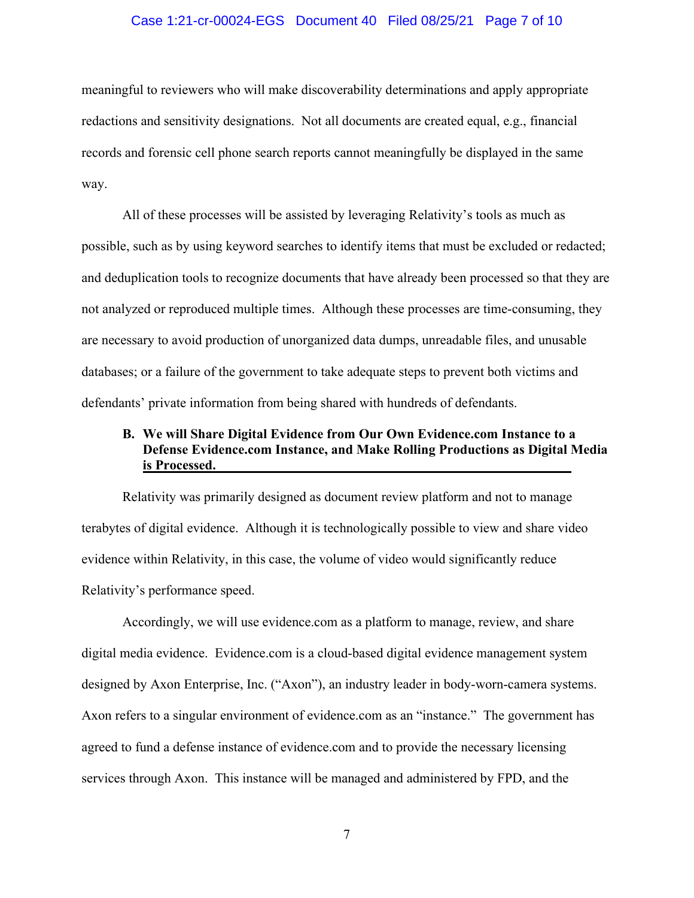meaningful to reviewers who will make discoverability determinations and apply appropriate redactions and sensitivity designations. Not all documents are created equal, e.g., financial records and forensic cell phone search reports cannot meaningfully be displayed in the same way.

All of these processes will be assisted by leveraging Relativity's tools as much as possible, such as by using keyword searches to identify items that must be excluded or redacted; and deduplication tools to recognize documents that have already been processed so that they are not analyzed or reproduced multiple times. Although these processes are time-consuming, they are necessary to avoid production of unorganized data dumps, unreadable files, and unusable databases; or a failure of the government to take adequate steps to prevent both victims and defendants' private information from being shared with hundreds of defendants.

### B. We will Share Digital Evidence from Our Own Evidence.com Instance to a Defense Evidence.com Instance, and Make Rolling Productions as Digital Media is Processed.

Relativity was primarily designed as document review platform and not to manage terabytes of digital evidence. Although it is technologically possible to view and share video evidence within Relativity, in this case, the volume of video would significantly reduce Relativity's performance speed.

Accordingly, we will use evidence.com as a platform to manage, review, and share digital media evidence. Evidence.com is a cloud-based digital evidence management system designed by Axon Enterprise, Inc. ("Axon"), an industry leader in body-worn-camera systems. Axon refers to a singular environment of evidence.com as an "instance." The government has agreed to fund a defense instance of evidence.com and to provide the necessary licensing services through Axon. This instance will be managed and administered by FPD, and the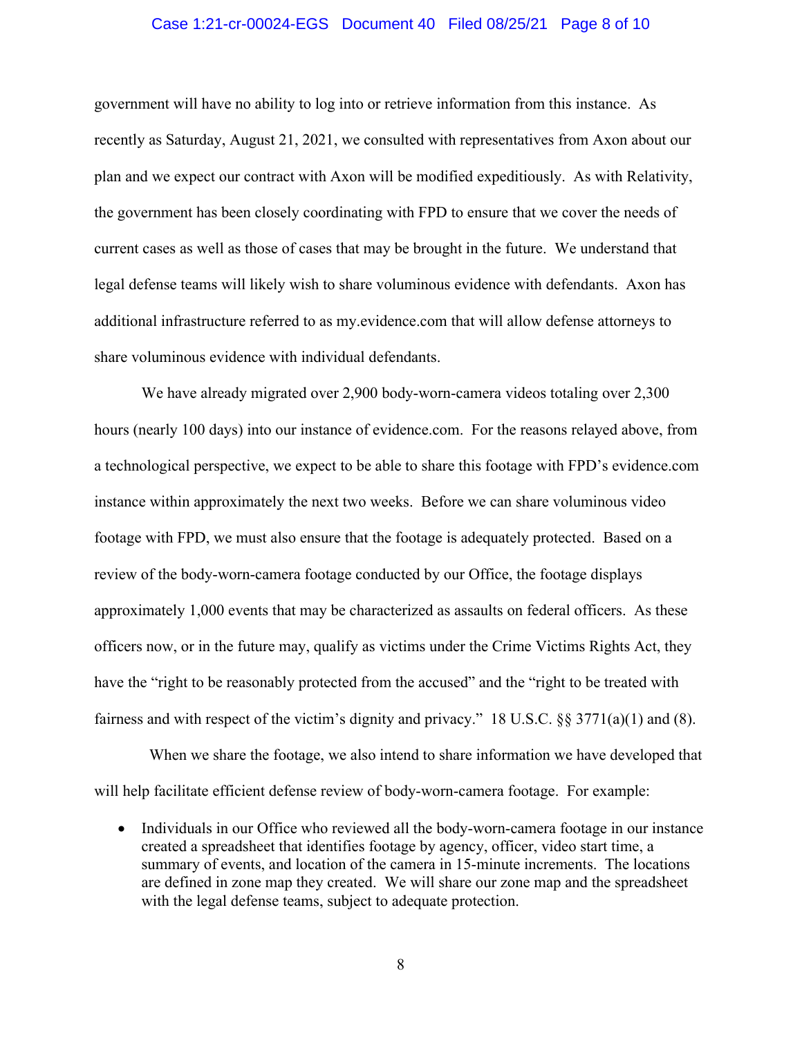government will have no ability to log into or retrieve information from this instance. As recently as Saturday, August 21, 2021, we consulted with representatives from Axon about our plan and we expect our contract with Axon will be modified expeditiously. As with Relativity, the government has been closely coordinating with FPD to ensure that we cover the needs of current cases as well as those of cases that may be brought in the future. We understand that legal defense teams will likely wish to share voluminous evidence with defendants. Axon has additional infrastructure referred to as my.evidence.com that will allow defense attorneys to share voluminous evidence with individual defendants.

We have already migrated over 2,900 body-worn-camera videos totaling over 2,300 hours (nearly 100 days) into our instance of evidence.com. For the reasons relayed above, from a technological perspective, we expect to be able to share this footage with FPD's evidence.com instance within approximately the next two weeks. Before we can share voluminous video footage with FPD, we must also ensure that the footage is adequately protected. Based on a review of the body-worn-camera footage conducted by our Office, the footage displays approximately 1,000 events that may be characterized as assaults on federal officers. As these officers now, or in the future may, qualify as victims under the Crime Victims Rights Act, they have the "right to be reasonably protected from the accused" and the "right to be treated with fairness and with respect of the victim's dignity and privacy." 18 U.S.C. §§ 3771(a)(1) and (8).

When we share the footage, we also intend to share information we have developed that will help facilitate efficient defense review of body-worn-camera footage. For example:

- Individuals in our Office who reviewed all the body-worn-camera footage in our instance created a spreadsheet that identifies footage by agency, officer, video start time, a summary of events, and location of the camera in 15-minute increments. The locations are defined in zone map they created. We will share our zone map and the spreadsheet with the legal defense teams, subject to adequate protection.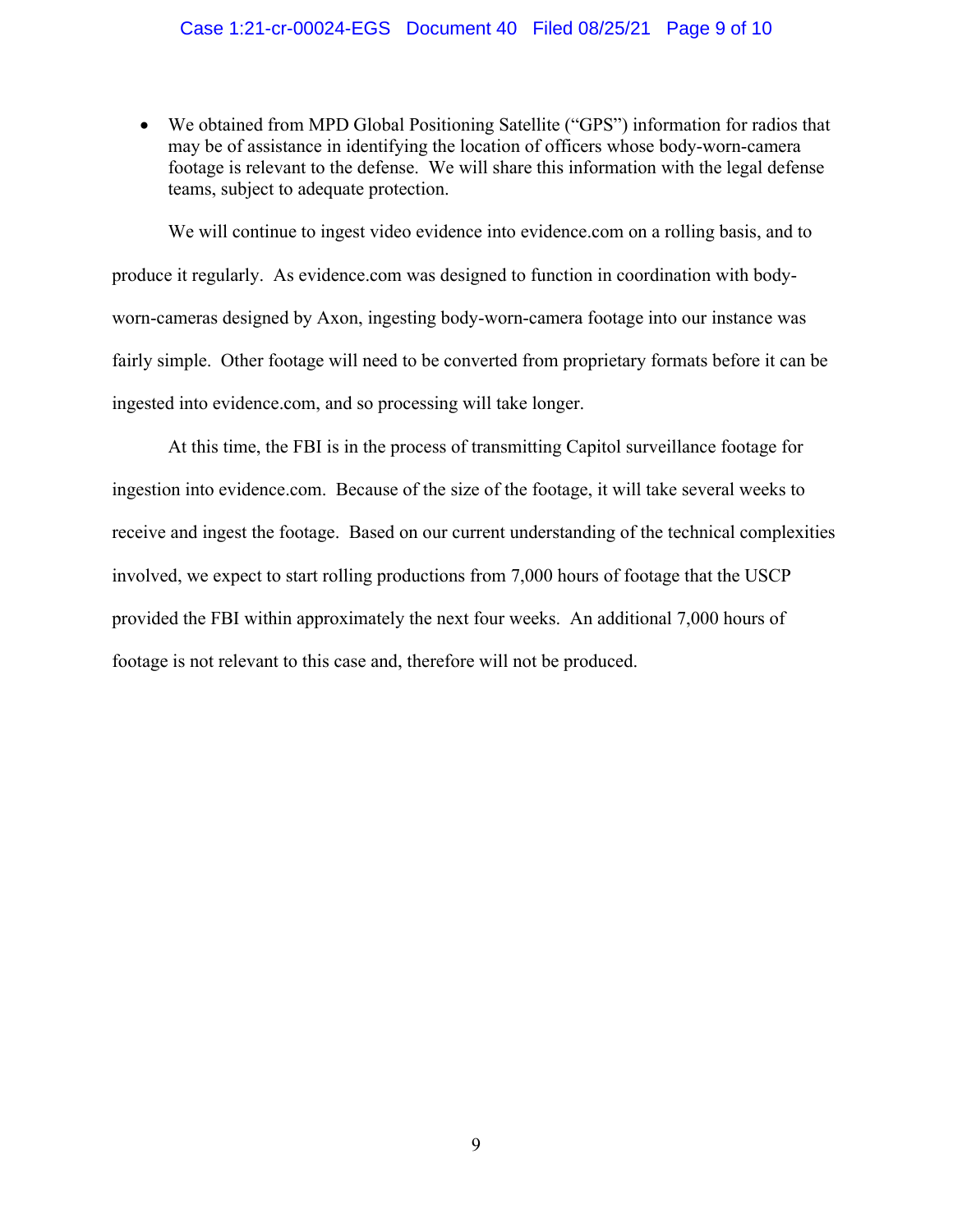- We obtained from MPD Global Positioning Satellite ("GPS") information for radios that may be of assistance in identifying the location of officers whose body-worn-camera footage is relevant to the defense. We will share this information with the legal defense teams, subject to adequate protection.

We will continue to ingest video evidence into evidence.com on a rolling basis, and to produce it regularly. As evidence.com was designed to function in coordination with body-worn-cameras designed by Axon, ingesting body-worn-camera footage into our instance was fairly simple. Other footage will need to be converted from proprietary formats before it can be ingested into evidence.com, and so processing will take longer.

At this time, the FBI is in the process of transmitting Capitol surveillance footage for ingestion into evidence.com. Because of the size of the footage, it will take several weeks to receive and ingest the footage. Based on our current understanding of the technical complexities involved, we expect to start rolling productions from 7,000 hours of footage that the USCP provided the FBI within approximately the next four weeks. An additional 7,000 hours of footage is not relevant to this case and, therefore will not be produced.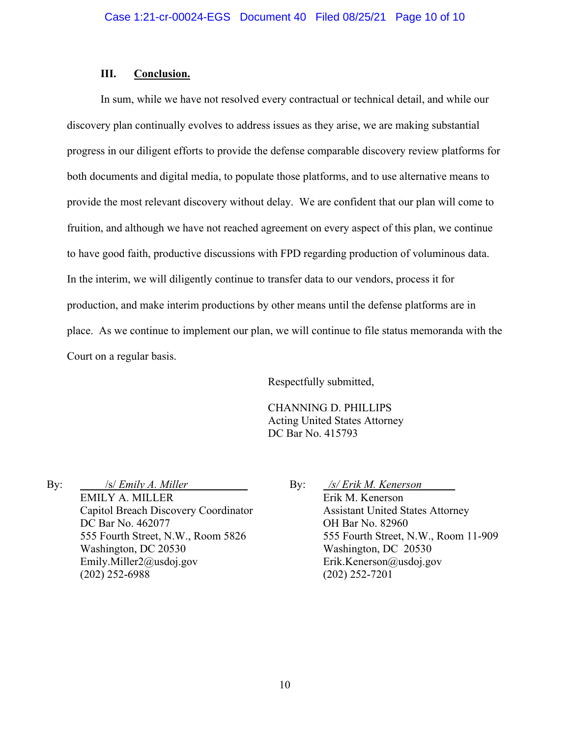### III. Conclusion.

In sum, while we have not resolved every contractual or technical detail, and while our discovery plan continually evolves to address issues as they arise, we are making substantial progress in our diligent efforts to provide the defense comparable discovery review platforms for both documents and digital media, to populate those platforms, and to use alternative means to provide the most relevant discovery without delay. We are confident that our plan will come to fruition, and although we have not reached agreement on every aspect of this plan, we continue to have good faith, productive discussions with FPD regarding production of voluminous data. In the interim, we will diligently continue to transfer data to our vendors, process it for production, and make interim productions by other means until the defense platforms are in place. As we continue to implement our plan, we will continue to file status memoranda with the Court on a regular basis.

Respectfully submitted,

CHANNING D. PHILLIPS
Acting United States Attorney
DC Bar No. 415793

By: /s/ *Emily A. Miller*
EMILY A. MILLER
Capitol Breach Discovery Coordinator
DC Bar No. 462077
555 Fourth Street, N.W., Room 5826
Washington, DC 20530
Emily.Miller2@usdoj.gov
(202) 252-6988

By: */s/ Erik M. Kenerson*
Erik M. Kenerson
Assistant United States Attorney
OH Bar No. 82960
555 Fourth Street, N.W., Room 11-909
Washington, DC 20530
Erik.Kenerson@usdoj.gov
(202) 252-7201